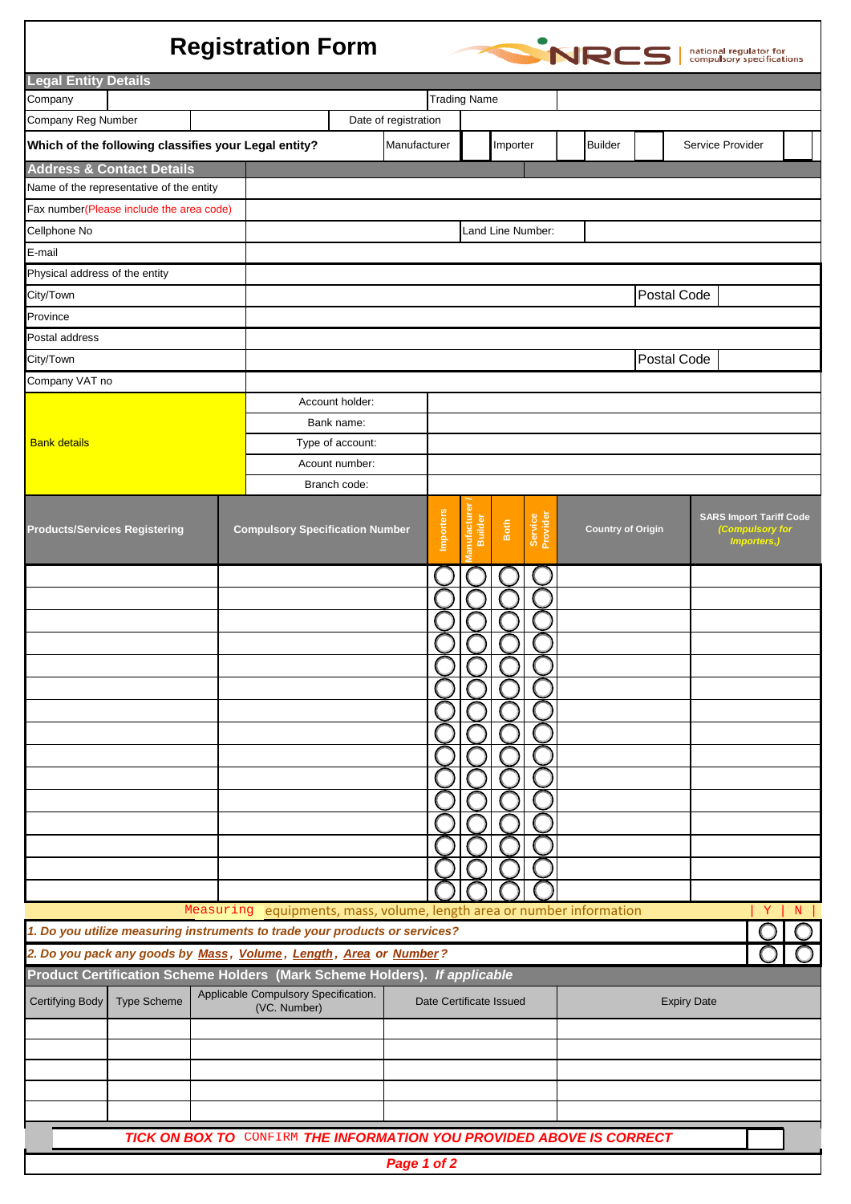# Registration Form

NRCS national regulator for compulsory specifications

## Legal Entity Details

| Company | | Trading Name | |
|---|---|---|---|
| Company Reg Number | | Date of registration | |

| Which of the following classifies your Legal entity? | Manufacturer | | Importer | | Builder | | Service Provider | |
|---|---|---|---|---|---|---|---|---|

## Address & Contact Details

| | | | |
|---|---|---|---|
| Name of the representative of the entity | | | |
| Fax number(Please include the area code) | | | |
| Cellphone No | | Land Line Number: | |
| E-mail | | | |
| Physical address of the entity | | | |
| City/Town | | Postal Code | |
| Province | | | |
| Postal address | | | |
| City/Town | | Postal Code | |
| Company VAT no | | | |

| Bank details | |
|---|---|
| Account holder: | |
| Bank name: | |
| Type of account: | |
| Acount number: | |
| Branch code: | |

| Products/Services Registering | Compulsory Specification Number | Importers | Manufacturer / Builder | Both | Service Provider | Country of Origin | SARS Import Tariff Code (Compulsory for Importers,) |
|---|---|---|---|---|---|---|---|
| | | ○ | ○ | ○ | ○ | | |
| | | ○ | ○ | ○ | ○ | | |
| | | ○ | ○ | ○ | ○ | | |
| | | ○ | ○ | ○ | ○ | | |
| | | ○ | ○ | ○ | ○ | | |
| | | ○ | ○ | ○ | ○ | | |
| | | ○ | ○ | ○ | ○ | | |
| | | ○ | ○ | ○ | ○ | | |
| | | ○ | ○ | ○ | ○ | | |
| | | ○ | ○ | ○ | ○ | | |
| | | ○ | ○ | ○ | ○ | | |
| | | ○ | ○ | ○ | ○ | | |
| | | ○ | ○ | ○ | ○ | | |
| | | ○ | ○ | ○ | ○ | | |
| | | ○ | ○ | ○ | ○ | | |

| Measuring equipments, mass, volume, length area or number information | Y | N |
|---|---|---|
| *1. Do you utilize measuring instruments to trade your products or services?* | ○ | ○ |
| *2. Do you pack any goods by Mass, Volume, Length, Area or Number?* | ○ | ○ |

## Product Certification Scheme Holders (Mark Scheme Holders). *If applicable*

| Certifying Body | Type Scheme | Applicable Compulsory Specification. (VC. Number) | Date Certificate Issued | Expiry Date |
|---|---|---|---|---|
| | | | | |
| | | | | |
| | | | | |
| | | | | |
| | | | | |

***TICK ON BOX TO CONFIRM THE INFORMATION YOU PROVIDED ABOVE IS CORRECT*** ☐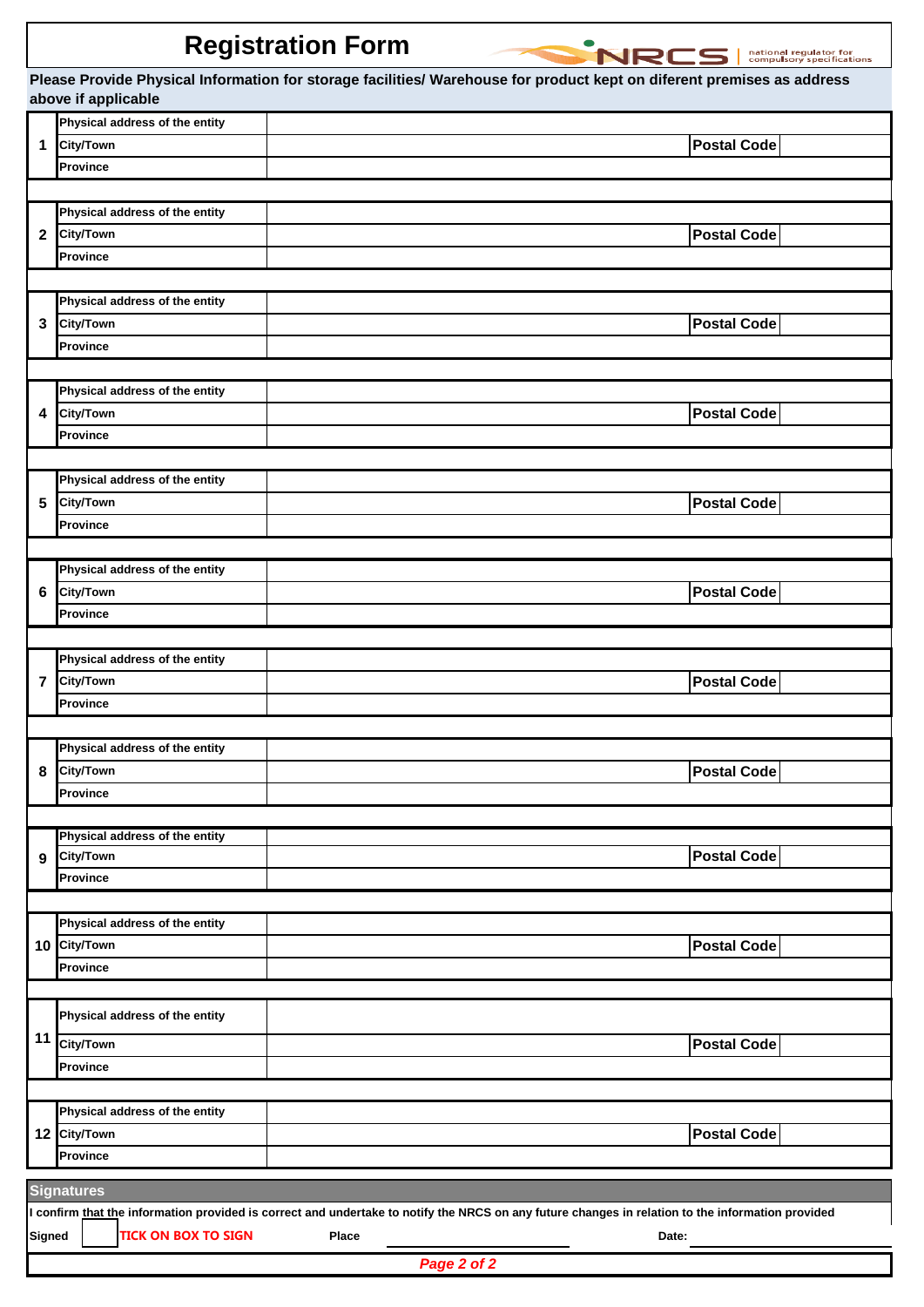# Registration Form

NRCS national regulator for compulsory specifications

**Please Provide Physical Information for storage facilities/ Warehouse for product kept on diferent premises as address above if applicable**

| | | | | |
|---|---|---|---|---|
| 1 | Physical address of the entity | | | |
| | City/Town | | Postal Code | |
| | Province | | | |
| 2 | Physical address of the entity | | | |
| | City/Town | | Postal Code | |
| | Province | | | |
| 3 | Physical address of the entity | | | |
| | City/Town | | Postal Code | |
| | Province | | | |
| 4 | Physical address of the entity | | | |
| | City/Town | | Postal Code | |
| | Province | | | |
| 5 | Physical address of the entity | | | |
| | City/Town | | Postal Code | |
| | Province | | | |
| 6 | Physical address of the entity | | | |
| | City/Town | | Postal Code | |
| | Province | | | |
| 7 | Physical address of the entity | | | |
| | City/Town | | Postal Code | |
| | Province | | | |
| 8 | Physical address of the entity | | | |
| | City/Town | | Postal Code | |
| | Province | | | |
| 9 | Physical address of the entity | | | |
| | City/Town | | Postal Code | |
| | Province | | | |
| 10 | Physical address of the entity | | | |
| | City/Town | | Postal Code | |
| | Province | | | |
| 11 | Physical address of the entity | | | |
| | City/Town | | Postal Code | |
| | Province | | | |
| 12 | Physical address of the entity | | | |
| | City/Town | | Postal Code | |
| | Province | | | |

## Signatures

I confirm that the information provided is correct and undertake to notify the NRCS on any future changes in relation to the information provided

Signed ☐ TICK ON BOX TO SIGN  Place ______________  Date: ______________